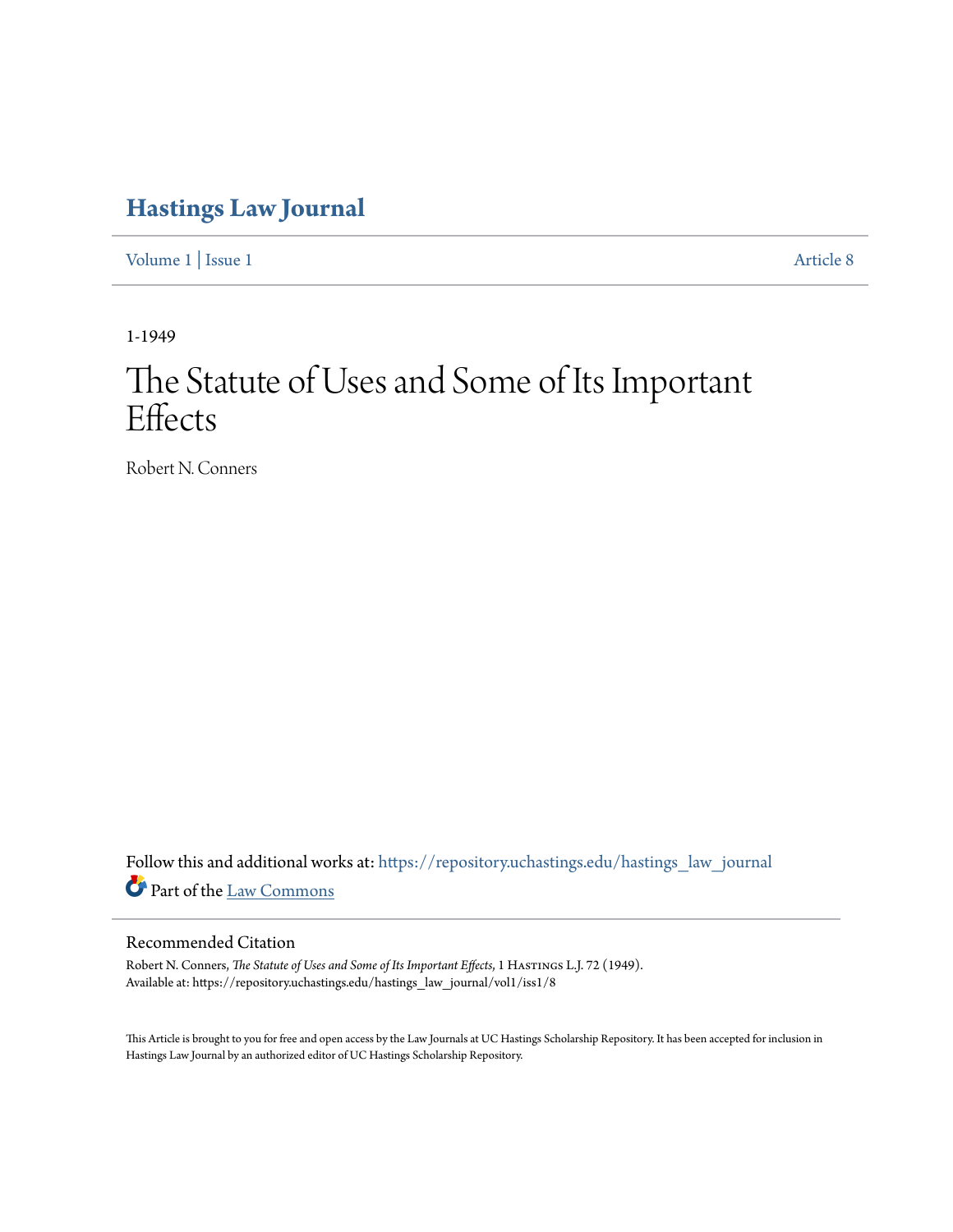# Hastings Law Journal

Volume 1 | Issue 1 Article 8

1-1949

# The Statute of Uses and Some of Its Important Effects

Robert N. Conners

Follow this and additional works at: https://repository.uchastings.edu/hastings_law_journal

Part of the Law Commons

## Recommended Citation

Robert N. Conners, *The Statute of Uses and Some of Its Important Effects*, 1 Hastings L.J. 72 (1949).
Available at: https://repository.uchastings.edu/hastings_law_journal/vol1/iss1/8

This Article is brought to you for free and open access by the Law Journals at UC Hastings Scholarship Repository. It has been accepted for inclusion in Hastings Law Journal by an authorized editor of UC Hastings Scholarship Repository.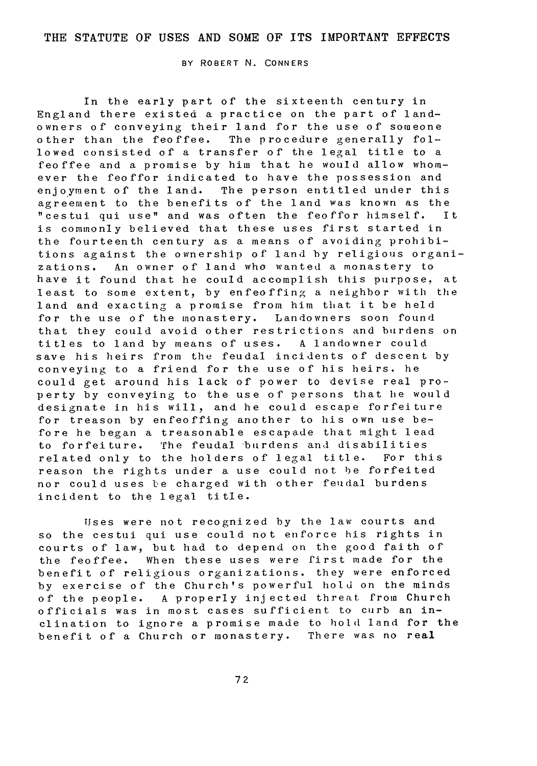# THE STATUTE OF USES AND SOME OF ITS IMPORTANT EFFECTS

BY ROBERT N. CONNERS

In the early part of the sixteenth century in England there existed a practice on the part of landowners of conveying their land for the use of someone other than the feoffee. The procedure generally followed consisted of a transfer of the legal title to a feoffee and a promise by him that he would allow whomever the feoffor indicated to have the possession and enjoyment of the land. The person entitled under this agreement to the benefits of the land was known as the "cestui qui use" and was often the feoffor himself. It is commonly believed that these uses first started in the fourteenth century as a means of avoiding prohibitions against the ownership of land by religious organizations. An owner of land who wanted a monastery to have it found that he could accomplish this purpose, at least to some extent, by enfeoffing a neighbor with the land and exacting a promise from him that it be held for the use of the monastery. Landowners soon found that they could avoid other restrictions and burdens on titles to land by means of uses. A landowner could save his heirs from the feudal incidents of descent by conveying to a friend for the use of his heirs. he could get around his lack of power to devise real property by conveying to the use of persons that he would designate in his will, and he could escape forfeiture for treason by enfeoffing another to his own use before he began a treasonable escapade that might lead to forfeiture. The feudal burdens and disabilities related only to the holders of legal title. For this reason the rights under a use could not be forfeited nor could uses be charged with other feudal burdens incident to the legal title.

Uses were not recognized by the law courts and so the cestui qui use could not enforce his rights in courts of law, but had to depend on the good faith of the feoffee. When these uses were first made for the benefit of religious organizations. they were enforced by exercise of the Church's powerful hold on the minds of the people. A properly injected threat from Church officials was in most cases sufficient to curb an inclination to ignore a promise made to hold land for the benefit of a Church or monastery. There was no real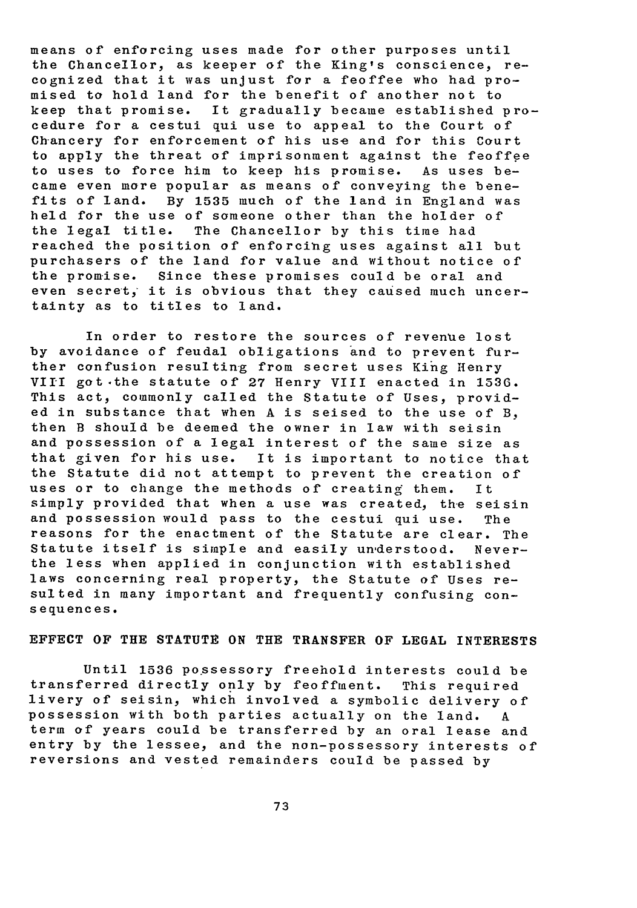means of enforcing uses made for other purposes until the Chancellor, as keeper of the King's conscience, recognized that it was unjust for a feoffee who had promised to hold land for the benefit of another not to keep that promise. It gradually became established procedure for a cestui qui use to appeal to the Court of Chancery for enforcement of his use and for this Court to apply the threat of imprisonment against the feoffee to uses to force him to keep his promise. As uses became even more popular as means of conveying the benefits of land. By 1535 much of the land in England was held for the use of someone other than the holder of the legal title. The Chancellor by this time had reached the position of enforcing uses against all but purchasers of the land for value and without notice of the promise. Since these promises could be oral and even secret, it is obvious that they caused much uncertainty as to titles to land.

In order to restore the sources of revenue lost by avoidance of feudal obligations and to prevent further confusion resulting from secret uses King Henry VIII got the statute of 27 Henry VIII enacted in 1536. This act, commonly called the Statute of Uses, provided in substance that when A is seised to the use of B, then B should be deemed the owner in law with seisin and possession of a legal interest of the same size as that given for his use. It is important to notice that the Statute did not attempt to prevent the creation of uses or to change the methods of creating them. It simply provided that when a use was created, the seisin and possession would pass to the cestui qui use. The reasons for the enactment of the Statute are clear. The Statute itself is simple and easily understood. Never the less when applied in conjunction with established laws concerning real property, the Statute of Uses resulted in many important and frequently confusing consequences.

## EFFECT OF THE STATUTE ON THE TRANSFER OF LEGAL INTERESTS

Until 1536 possessory freehold interests could be transferred directly only by feoffment. This required livery of seisin, which involved a symbolic delivery of possession with both parties actually on the land. A term of years could be transferred by an oral lease and entry by the lessee, and the non-possessory interests of reversions and vested remainders could be passed by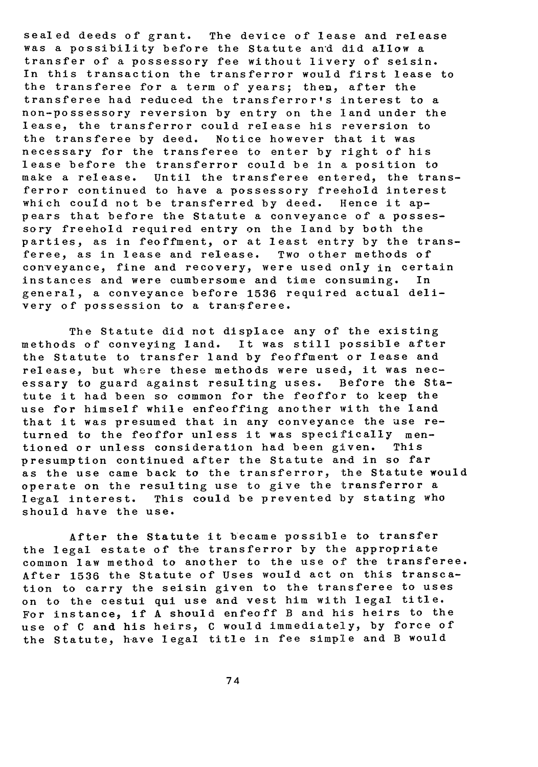sealed deeds of grant. The device of lease and release was a possibility before the Statute and did allow a transfer of a possessory fee without livery of seisin. In this transaction the transferror would first lease to the transferee for a term of years; then, after the transferee had reduced the transferror's interest to a non-possessory reversion by entry on the land under the lease, the transferror could release his reversion to the transferee by deed. Notice however that it was necessary for the transferee to enter by right of his lease before the transferror could be in a position to make a release. Until the transferee entered, the transferror continued to have a possessory freehold interest which could not be transferred by deed. Hence it appears that before the Statute a conveyance of a possessory freehold required entry on the land by both the parties, as in feoffment, or at least entry by the transferee, as in lease and release. Two other methods of conveyance, fine and recovery, were used only in certain instances and were cumbersome and time consuming. In general, a conveyance before 1536 required actual delivery of possession to a transferee.

The Statute did not displace any of the existing methods of conveying land. It was still possible after the Statute to transfer land by feoffment or lease and release, but where these methods were used, it was necessary to guard against resulting uses. Before the Statute it had been so common for the feoffor to keep the use for himself while enfeoffing another with the land that it was presumed that in any conveyance the use returned to the feoffor unless it was specifically mentioned or unless consideration had been given. This presumption continued after the Statute and in so far as the use came back to the transferror, the Statute would operate on the resulting use to give the transferror a legal interest. This could be prevented by stating who should have the use.

After the Statute it became possible to transfer the legal estate of the transferror by the appropriate common law method to another to the use of the transferee. After 1536 the Statute of Uses would act on this transcation to carry the seisin given to the transferee to uses on to the cestui qui use and vest him with legal title. For instance, if A should enfeoff B and his heirs to the use of C and his heirs, C would immediately, by force of the Statute, have legal title in fee simple and B would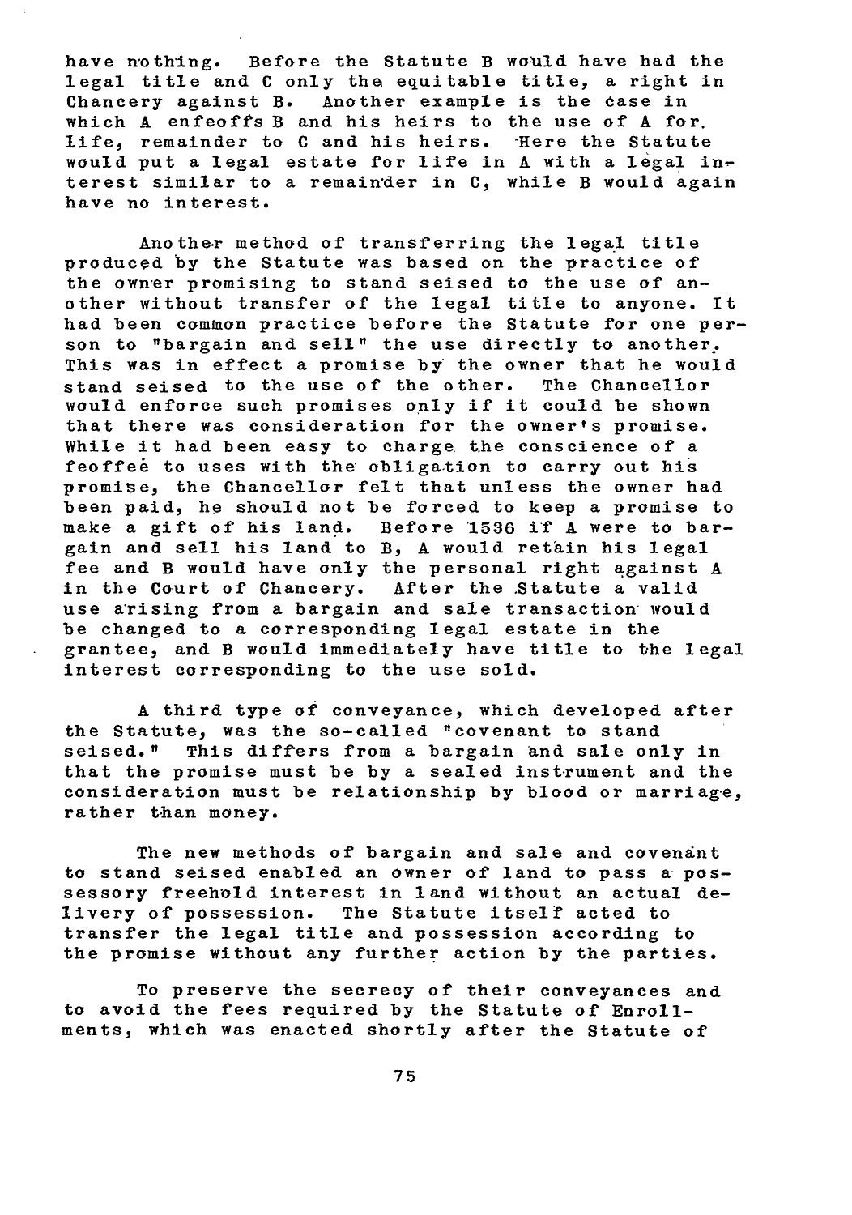have nothing. Before the Statute B would have had the legal title and C only the equitable title, a right in Chancery against B. Another example is the case in which A enfeoffs B and his heirs to the use of A for life, remainder to C and his heirs. Here the Statute would put a legal estate for life in A with a legal interest similar to a remainder in C, while B would again have no interest.

Another method of transferring the legal title produced by the Statute was based on the practice of the owner promising to stand seised to the use of another without transfer of the legal title to anyone. It had been common practice before the Statute for one person to "bargain and sell" the use directly to another. This was in effect a promise by the owner that he would stand seised to the use of the other. The Chancellor would enforce such promises only if it could be shown that there was consideration for the owner's promise. While it had been easy to charge the conscience of a feoffee to uses with the obligation to carry out his promise, the Chancellor felt that unless the owner had been paid, he should not be forced to keep a promise to make a gift of his land. Before 1536 if A were to bargain and sell his land to B, A would retain his legal fee and B would have only the personal right against A in the Court of Chancery. After the Statute a valid use arising from a bargain and sale transaction would be changed to a corresponding legal estate in the grantee, and B would immediately have title to the legal interest corresponding to the use sold.

A third type of conveyance, which developed after the Statute, was the so-called "covenant to stand seised." This differs from a bargain and sale only in that the promise must be by a sealed instrument and the consideration must be relationship by blood or marriage, rather than money.

The new methods of bargain and sale and covenant to stand seised enabled an owner of land to pass a possessory freehold interest in land without an actual delivery of possession. The Statute itself acted to transfer the legal title and possession according to the promise without any further action by the parties.

To preserve the secrecy of their conveyances and to avoid the fees required by the Statute of Enrollments, which was enacted shortly after the Statute of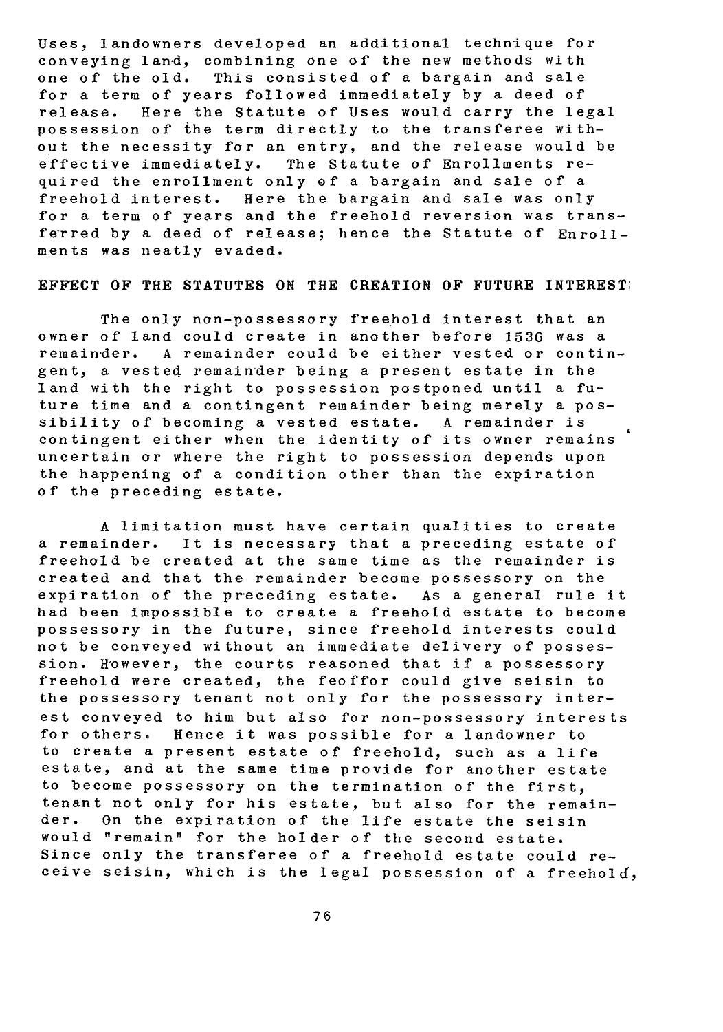Uses, landowners developed an additional technique for conveying land, combining one of the new methods with one of the old. This consisted of a bargain and sale for a term of years followed immediately by a deed of release. Here the Statute of Uses would carry the legal possession of the term directly to the transferee without the necessity for an entry, and the release would be effective immediately. The Statute of Enrollments required the enrollment only of a bargain and sale of a freehold interest. Here the bargain and sale was only for a term of years and the freehold reversion was transferred by a deed of release; hence the Statute of Enrollments was neatly evaded.

## EFFECT OF THE STATUTES ON THE CREATION OF FUTURE INTERESTS

The only non-possessory freehold interest that an owner of land could create in another before 1536 was a remainder. A remainder could be either vested or contingent, a vested remainder being a present estate in the land with the right to possession postponed until a future time and a contingent remainder being merely a possibility of becoming a vested estate. A remainder is contingent either when the identity of its owner remains uncertain or where the right to possession depends upon the happening of a condition other than the expiration of the preceding estate.

A limitation must have certain qualities to create a remainder. It is necessary that a preceding estate of freehold be created at the same time as the remainder is created and that the remainder become possessory on the expiration of the preceding estate. As a general rule it had been impossible to create a freehold estate to become possessory in the future, since freehold interests could not be conveyed without an immediate delivery of possession. However, the courts reasoned that if a possessory freehold were created, the feoffor could give seisin to the possessory tenant not only for the possessory interest conveyed to him but also for non-possessory interests for others. Hence it was possible for a landowner to to create a present estate of freehold, such as a life estate, and at the same time provide for another estate to become possessory on the termination of the first, tenant not only for his estate, but also for the remainder. On the expiration of the life estate the seisin would "remain" for the holder of the second estate. Since only the transferee of a freehold estate could receive seisin, which is the legal possession of a freehold,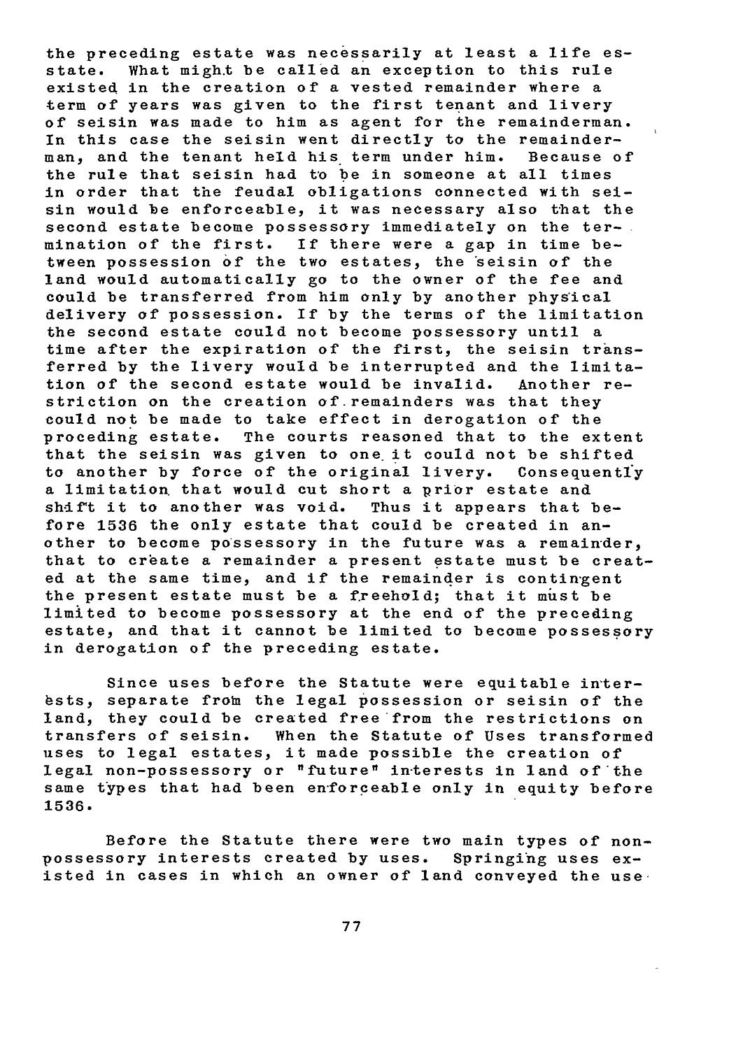the preceding estate was necessarily at least a life estate. What might be called an exception to this rule existed in the creation of a vested remainder where a term of years was given to the first tenant and livery of seisin was made to him as agent for the remainderman. In this case the seisin went directly to the remainderman, and the tenant held his term under him. Because of the rule that seisin had to be in someone at all times in order that the feudal obligations connected with seisin would be enforceable, it was necessary also that the second estate become possessory immediately on the termination of the first. If there were a gap in time between possession of the two estates, the seisin of the land would automatically go to the owner of the fee and could be transferred from him only by another physical delivery of possession. If by the terms of the limitation the second estate could not become possessory until a time after the expiration of the first, the seisin transferred by the livery would be interrupted and the limitation of the second estate would be invalid. Another restriction on the creation of remainders was that they could not be made to take effect in derogation of the proceding estate. The courts reasoned that to the extent that the seisin was given to one it could not be shifted to another by force of the original livery. Consequently a limitation that would cut short a prior estate and shift it to another was void. Thus it appears that before 1536 the only estate that could be created in another to become possessory in the future was a remainder, that to create a remainder a present estate must be created at the same time, and if the remainder is contingent the present estate must be a freehold; that it must be limited to become possessory at the end of the preceding estate, and that it cannot be limited to become possessory in derogation of the preceding estate.

Since uses before the Statute were equitable interests, separate from the legal possession or seisin of the land, they could be created free from the restrictions on transfers of seisin. When the Statute of Uses transformed uses to legal estates, it made possible the creation of legal non-possessory or "future" interests in land of the same types that had been enforceable only in equity before 1536.

Before the Statute there were two main types of non-possessory interests created by uses. Springing uses existed in cases in which an owner of land conveyed the use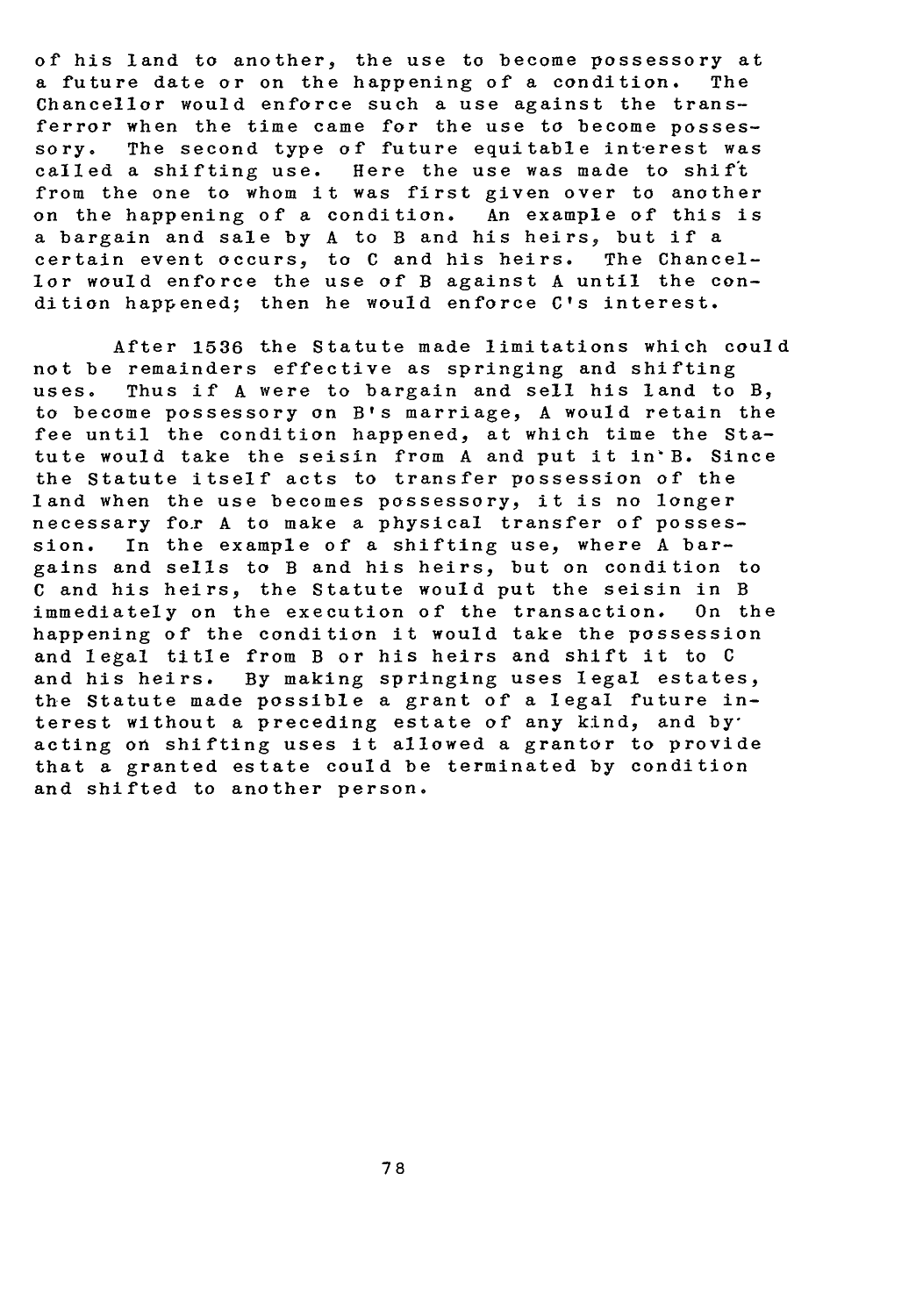of his land to another, the use to become possessory at a future date or on the happening of a condition. The Chancellor would enforce such a use against the transferror when the time came for the use to become possessory. The second type of future equitable interest was called a shifting use. Here the use was made to shift from the one to whom it was first given over to another on the happening of a condition. An example of this is a bargain and sale by A to B and his heirs, but if a certain event occurs, to C and his heirs. The Chancellor would enforce the use of B against A until the condition happened; then he would enforce C's interest.

After 1536 the Statute made limitations which could not be remainders effective as springing and shifting uses. Thus if A were to bargain and sell his land to B, to become possessory on B's marriage, A would retain the fee until the condition happened, at which time the Statute would take the seisin from A and put it in B. Since the Statute itself acts to transfer possession of the land when the use becomes possessory, it is no longer necessary for A to make a physical transfer of possession. In the example of a shifting use, where A bargains and sells to B and his heirs, but on condition to C and his heirs, the Statute would put the seisin in B immediately on the execution of the transaction. On the happening of the condition it would take the possession and legal title from B or his heirs and shift it to C and his heirs. By making springing uses legal estates, the Statute made possible a grant of a legal future interest without a preceding estate of any kind, and by acting on shifting uses it allowed a grantor to provide that a granted estate could be terminated by condition and shifted to another person.